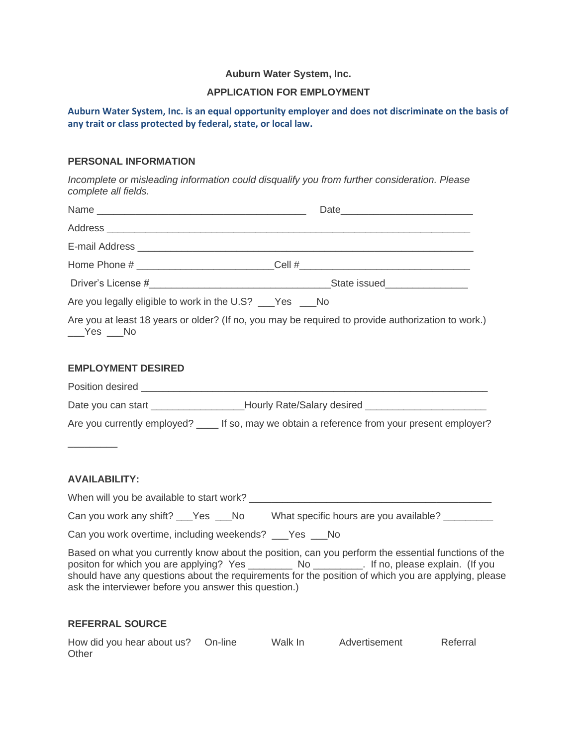**Auburn Water System, Inc.**

**APPLICATION FOR EMPLOYMENT**

**Auburn Water System, Inc. is an equal opportunity employer and does not discriminate on the basis of any trait or class protected by federal, state, or local law.**

## PERSONAL INFORMATION

*Incomplete or misleading information could disqualify you from further consideration. Please complete all fields.*

Name ______________________________________ Date________________________

Address _________________________________________________________________

E-mail Address ____________________________________________________________

Home Phone # ________________________Cell #_______________________________

Driver's License #________________________________State issued_______________

Are you legally eligible to work in the U.S? ___Yes ___No

Are you at least 18 years or older? (If no, you may be required to provide authorization to work.) ___Yes ___No

## EMPLOYMENT DESIRED

Position desired ____________________________________________________________

Date you can start ________________Hourly Rate/Salary desired ______________________

Are you currently employed? ____ If so, may we obtain a reference from your present employer? _________

## AVAILABILITY:

When will you be available to start work? ____________________________________________

Can you work any shift? ___Yes ___No What specific hours are you available? _________

Can you work overtime, including weekends? ___Yes ___No

Based on what you currently know about the position, can you perform the essential functions of the positon for which you are applying? Yes ________ No _________. If no, please explain. (If you should have any questions about the requirements for the position of which you are applying, please ask the interviewer before you answer this question.)

## REFERRAL SOURCE

How did you hear about us? On-line Walk In Advertisement Referral Other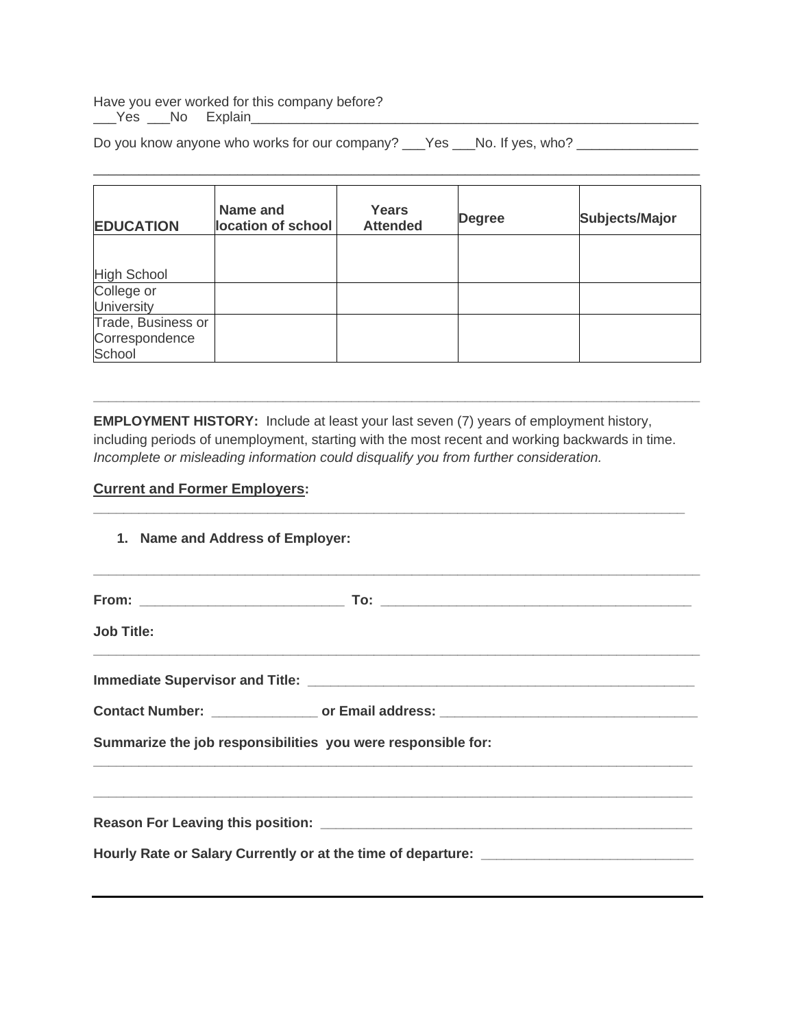Have you ever worked for this company before?
___Yes ___No Explain_____________________________________________________________

Do you know anyone who works for our company? ___Yes ___No. If yes, who? ________________

_______________________________________________________________________________

| **EDUCATION** | **Name and location of school** | **Years Attended** | **Degree** | **Subjects/Major** |
|---|---|---|---|---|
| High School | | | | |
| College or University | | | | |
| Trade, Business or Correspondence School | | | | |

**EMPLOYMENT HISTORY:** Include at least your last seven (7) years of employment history, including periods of unemployment, starting with the most recent and working backwards in time. *Incomplete or misleading information could disqualify you from further consideration.*

**Current and Former Employers:**

1. **Name and Address of Employer:**

**From:** ___________________________ **To:** __________________________________________

**Job Title:**

**Immediate Supervisor and Title:** ____________________________________________________

**Contact Number:** ______________ **or Email address:** _________________________________

**Summarize the job responsibilities you were responsible for:**

_______________________________________________________________________________

_______________________________________________________________________________

**Reason For Leaving this position:** __________________________________________________

**Hourly Rate or Salary Currently or at the time of departure:** ____________________________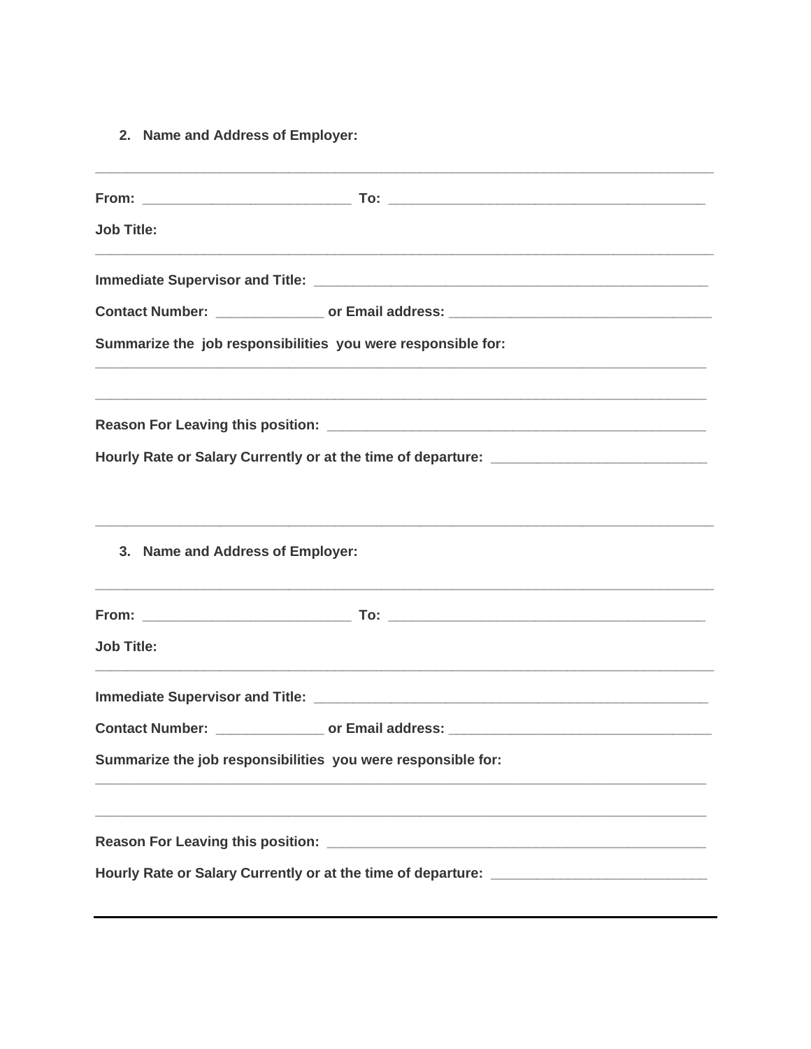2. **Name and Address of Employer:**

______________________________________________________________________________

**From:** ___________________________ **To:** _________________________________________

**Job Title:**

______________________________________________________________________________

**Immediate Supervisor and Title:** ____________________________________________________

**Contact Number:** ______________ **or Email address:** __________________________________

**Summarize the job responsibilities you were responsible for:**

______________________________________________________________________________

______________________________________________________________________________

**Reason For Leaving this position:** __________________________________________________

**Hourly Rate or Salary Currently or at the time of departure:** ___________________________

______________________________________________________________________________

3. **Name and Address of Employer:**

______________________________________________________________________________

**From:** ___________________________ **To:** _________________________________________

**Job Title:**

______________________________________________________________________________

**Immediate Supervisor and Title:** ____________________________________________________

**Contact Number:** ______________ **or Email address:** __________________________________

**Summarize the job responsibilities you were responsible for:**

______________________________________________________________________________

______________________________________________________________________________

**Reason For Leaving this position:** __________________________________________________

**Hourly Rate or Salary Currently or at the time of departure:** ___________________________

---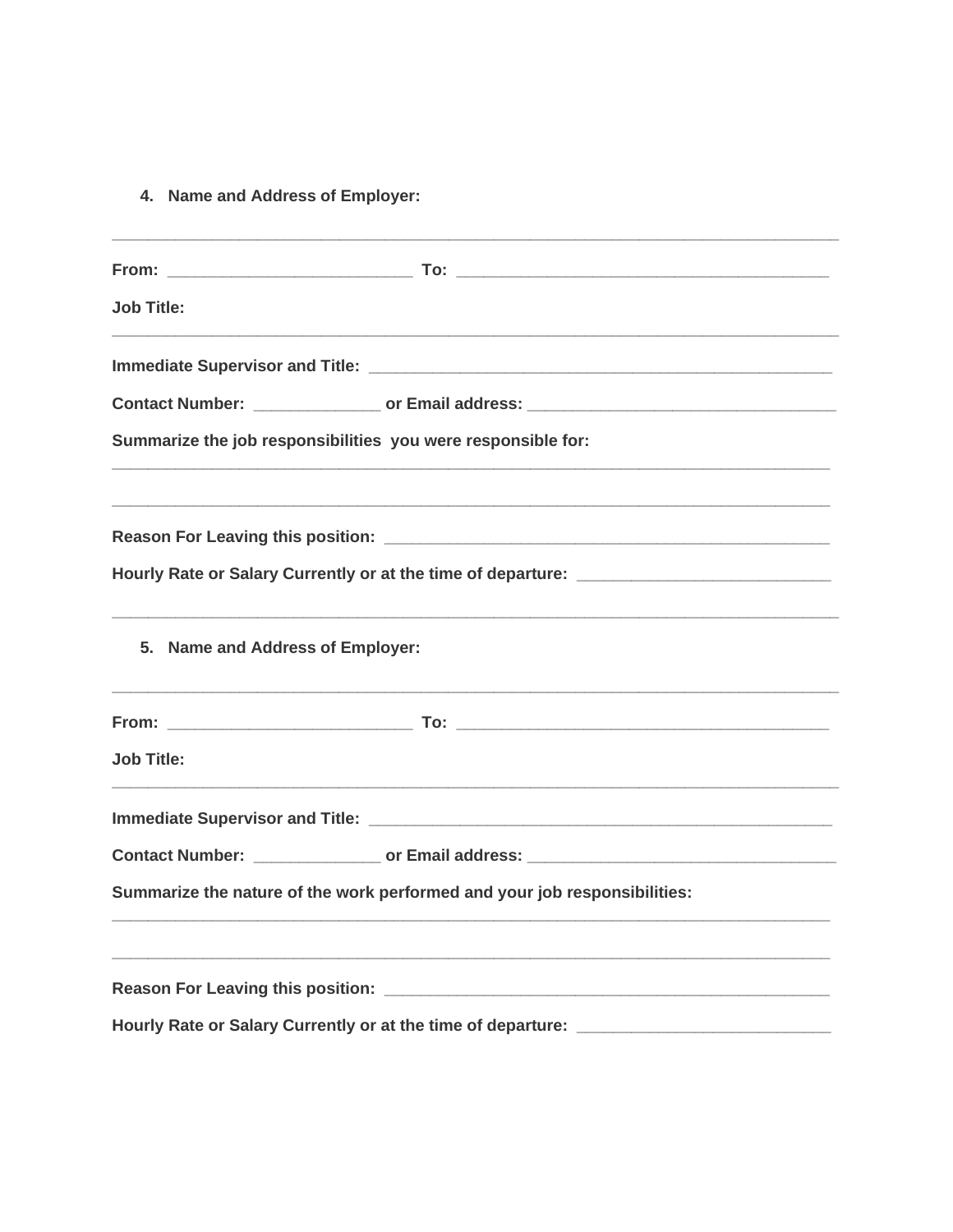4. **Name and Address of Employer:**

______________________________________________________________________________

**From:** ________________________ **To:** ________________________________________

**Job Title:**

______________________________________________________________________________

**Immediate Supervisor and Title:** ________________________________________________

**Contact Number:** _____________ **or Email address:** ______________________________

**Summarize the job responsibilities you were responsible for:**

______________________________________________________________________________

______________________________________________________________________________

**Reason For Leaving this position:** ______________________________________________

**Hourly Rate or Salary Currently or at the time of departure:** _________________________

______________________________________________________________________________

5. **Name and Address of Employer:**

______________________________________________________________________________

**From:** ________________________ **To:** ________________________________________

**Job Title:**

______________________________________________________________________________

**Immediate Supervisor and Title:** ________________________________________________

**Contact Number:** _____________ **or Email address:** ______________________________

**Summarize the nature of the work performed and your job responsibilities:**

______________________________________________________________________________

______________________________________________________________________________

**Reason For Leaving this position:** ______________________________________________

**Hourly Rate or Salary Currently or at the time of departure:** _________________________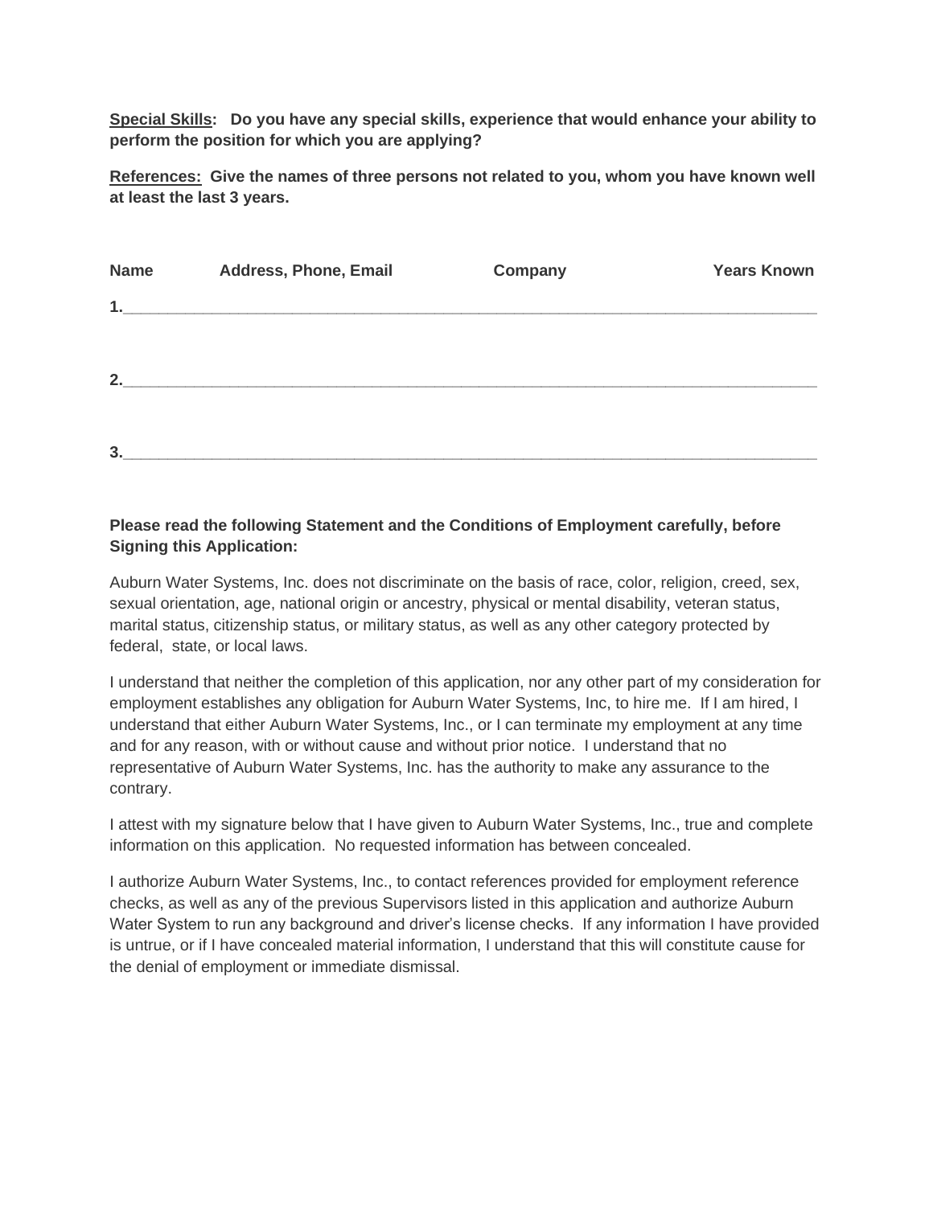**<u>Special Skills</u>: Do you have any special skills, experience that would enhance your ability to perform the position for which you are applying?**

**<u>References:</u> Give the names of three persons not related to you, whom you have known well at least the last 3 years.**

| Name | Address, Phone, Email | Company | Years Known |
|---|---|---|---|
| 1.___ | | | |
| 2.___ | | | |
| 3.___ | | | |

**Please read the following Statement and the Conditions of Employment carefully, before Signing this Application:**

Auburn Water Systems, Inc. does not discriminate on the basis of race, color, religion, creed, sex, sexual orientation, age, national origin or ancestry, physical or mental disability, veteran status, marital status, citizenship status, or military status, as well as any other category protected by federal, state, or local laws.

I understand that neither the completion of this application, nor any other part of my consideration for employment establishes any obligation for Auburn Water Systems, Inc, to hire me. If I am hired, I understand that either Auburn Water Systems, Inc., or I can terminate my employment at any time and for any reason, with or without cause and without prior notice. I understand that no representative of Auburn Water Systems, Inc. has the authority to make any assurance to the contrary.

I attest with my signature below that I have given to Auburn Water Systems, Inc., true and complete information on this application. No requested information has between concealed.

I authorize Auburn Water Systems, Inc., to contact references provided for employment reference checks, as well as any of the previous Supervisors listed in this application and authorize Auburn Water System to run any background and driver's license checks. If any information I have provided is untrue, or if I have concealed material information, I understand that this will constitute cause for the denial of employment or immediate dismissal.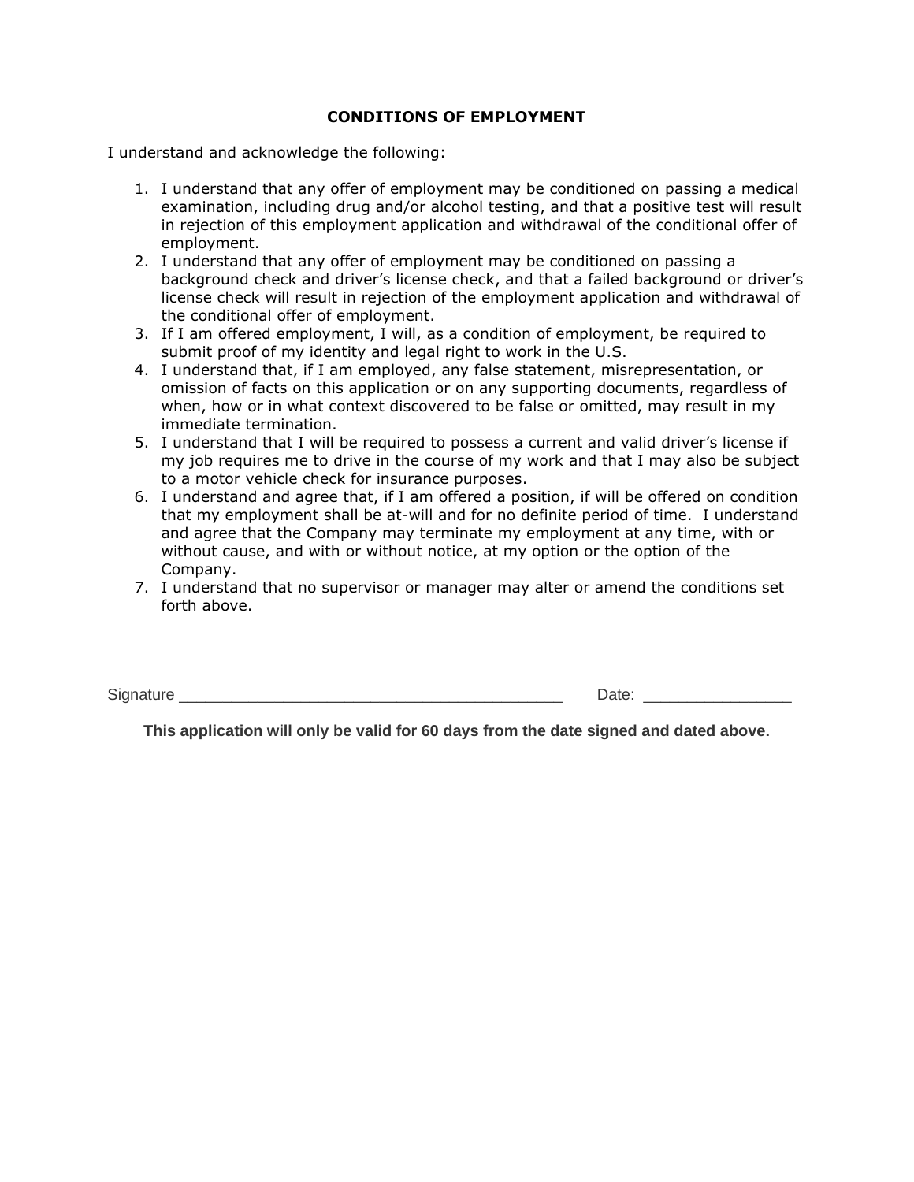## CONDITIONS OF EMPLOYMENT

I understand and acknowledge the following:

1. I understand that any offer of employment may be conditioned on passing a medical examination, including drug and/or alcohol testing, and that a positive test will result in rejection of this employment application and withdrawal of the conditional offer of employment.
2. I understand that any offer of employment may be conditioned on passing a background check and driver's license check, and that a failed background or driver's license check will result in rejection of the employment application and withdrawal of the conditional offer of employment.
3. If I am offered employment, I will, as a condition of employment, be required to submit proof of my identity and legal right to work in the U.S.
4. I understand that, if I am employed, any false statement, misrepresentation, or omission of facts on this application or on any supporting documents, regardless of when, how or in what context discovered to be false or omitted, may result in my immediate termination.
5. I understand that I will be required to possess a current and valid driver's license if my job requires me to drive in the course of my work and that I may also be subject to a motor vehicle check for insurance purposes.
6. I understand and agree that, if I am offered a position, if will be offered on condition that my employment shall be at-will and for no definite period of time. I understand and agree that the Company may terminate my employment at any time, with or without cause, and with or without notice, at my option or the option of the Company.
7. I understand that no supervisor or manager may alter or amend the conditions set forth above.

Signature ___________________________________________ Date: ________________

**This application will only be valid for 60 days from the date signed and dated above.**